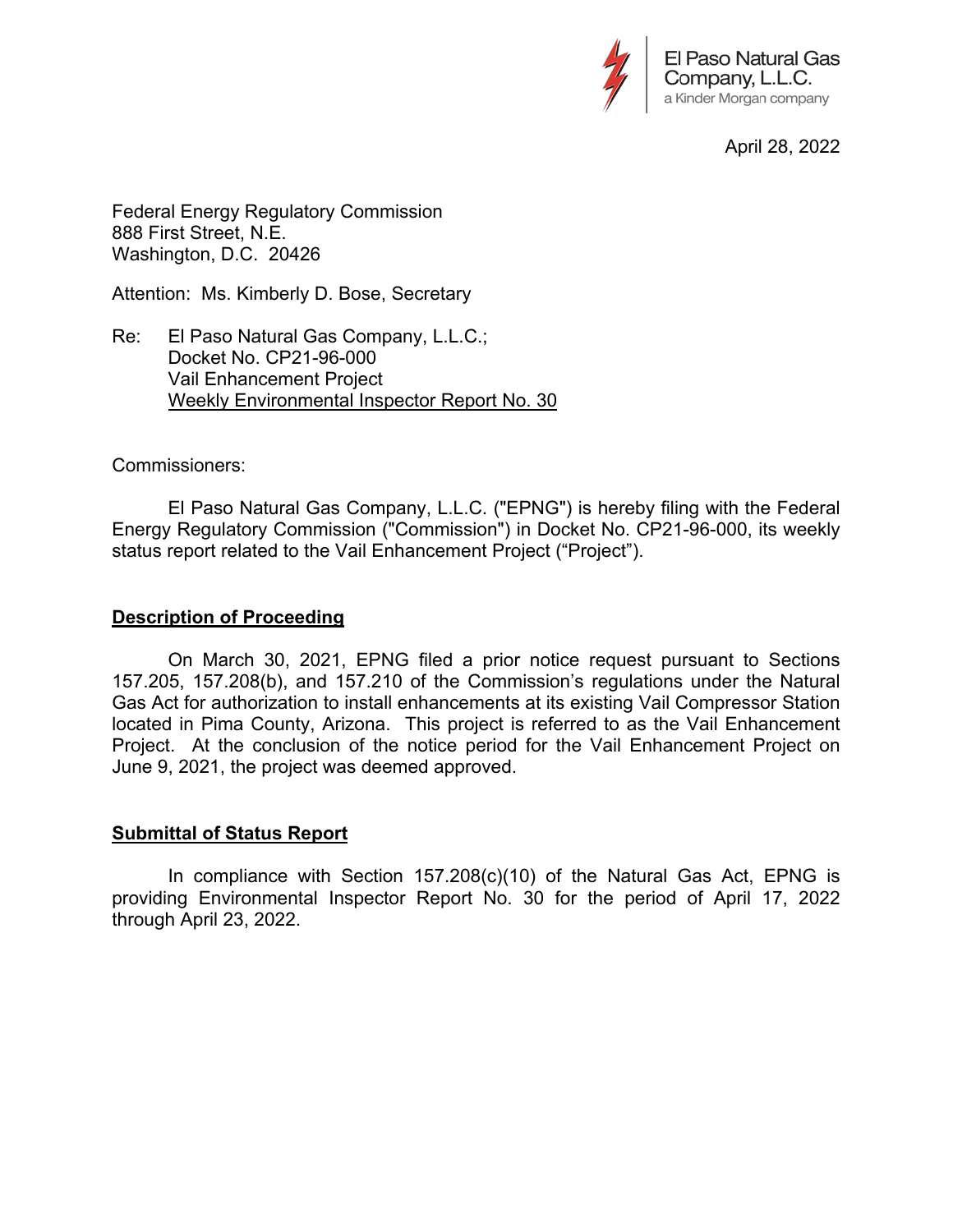El Paso Natural Gas Company, L.L.C.
a Kinder Morgan company

April 28, 2022

Federal Energy Regulatory Commission
888 First Street, N.E.
Washington, D.C. 20426

Attention: Ms. Kimberly D. Bose, Secretary

Re: El Paso Natural Gas Company, L.L.C.;
Docket No. CP21-96-000
Vail Enhancement Project
Weekly Environmental Inspector Report No. 30

Commissioners:

El Paso Natural Gas Company, L.L.C. ("EPNG") is hereby filing with the Federal Energy Regulatory Commission ("Commission") in Docket No. CP21-96-000, its weekly status report related to the Vail Enhancement Project ("Project").

## Description of Proceeding

On March 30, 2021, EPNG filed a prior notice request pursuant to Sections 157.205, 157.208(b), and 157.210 of the Commission's regulations under the Natural Gas Act for authorization to install enhancements at its existing Vail Compressor Station located in Pima County, Arizona. This project is referred to as the Vail Enhancement Project. At the conclusion of the notice period for the Vail Enhancement Project on June 9, 2021, the project was deemed approved.

## Submittal of Status Report

In compliance with Section 157.208(c)(10) of the Natural Gas Act, EPNG is providing Environmental Inspector Report No. 30 for the period of April 17, 2022 through April 23, 2022.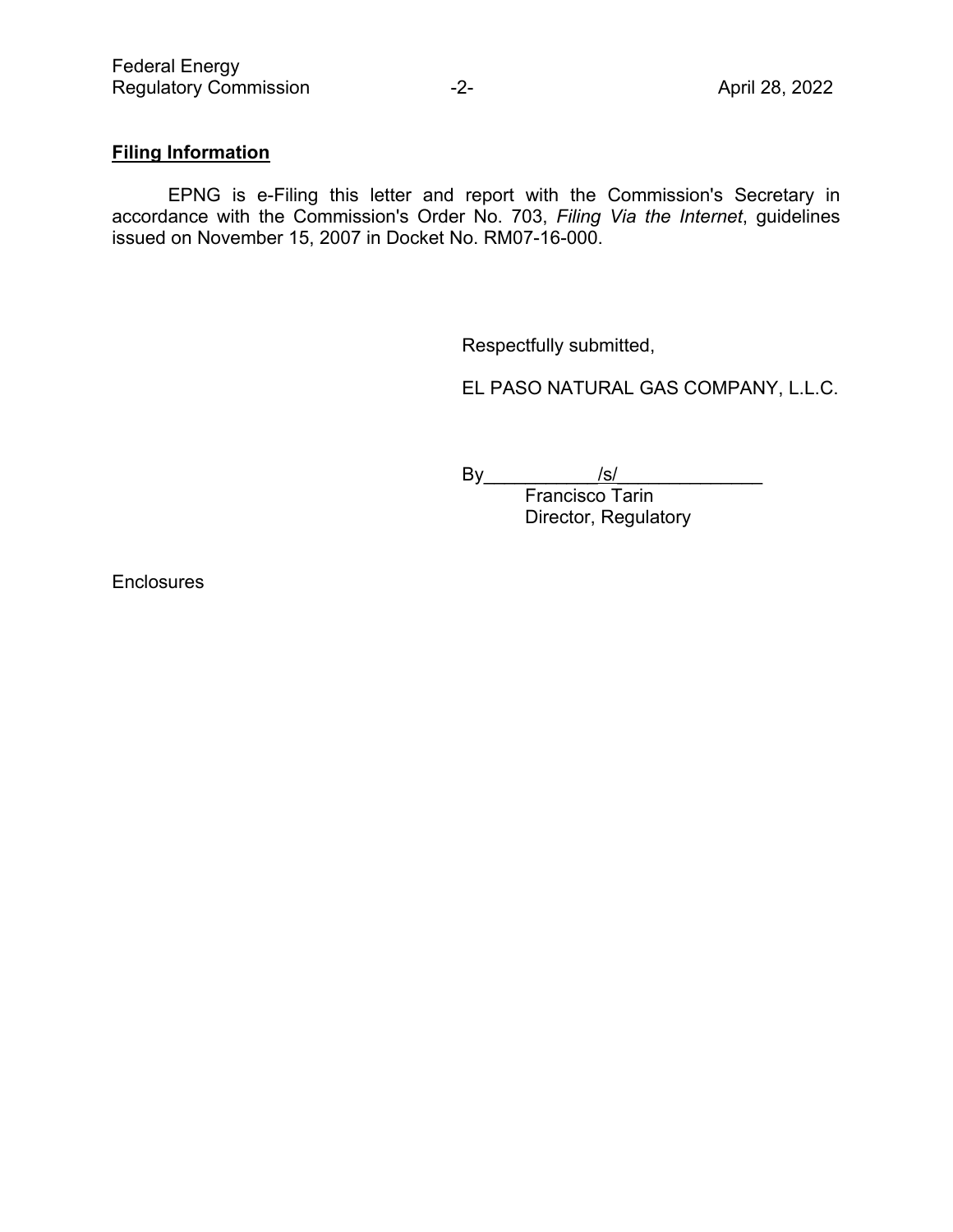**Filing Information**

EPNG is e-Filing this letter and report with the Commission's Secretary in accordance with the Commission's Order No. 703, *Filing Via the Internet*, guidelines issued on November 15, 2007 in Docket No. RM07-16-000.

Respectfully submitted,

EL PASO NATURAL GAS COMPANY, L.L.C.

By__________/s/______________
Francisco Tarin
Director, Regulatory

Enclosures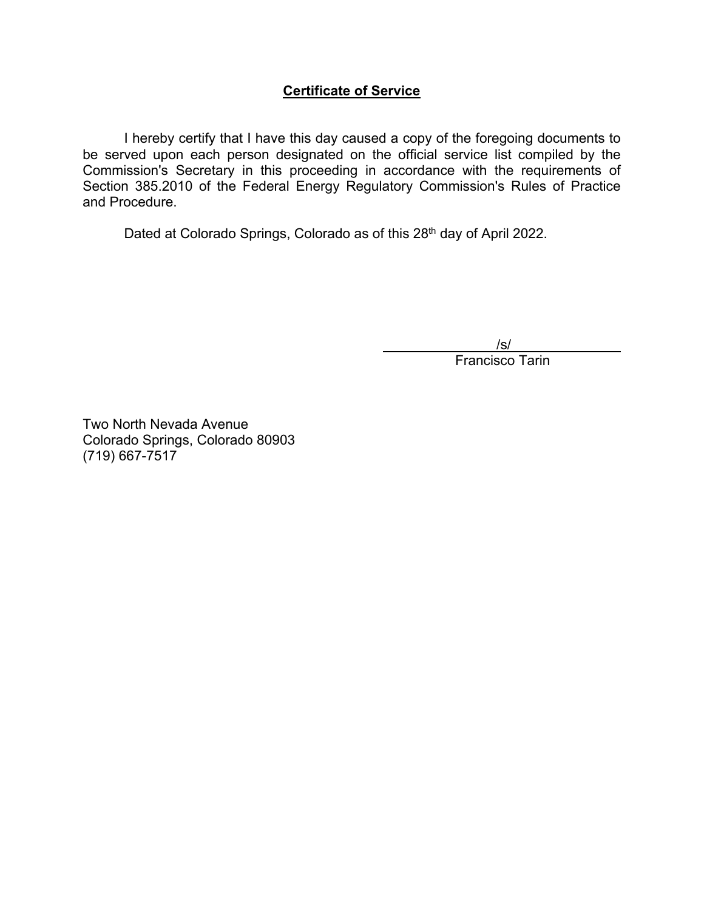## **Certificate of Service**

I hereby certify that I have this day caused a copy of the foregoing documents to be served upon each person designated on the official service list compiled by the Commission's Secretary in this proceeding in accordance with the requirements of Section 385.2010 of the Federal Energy Regulatory Commission's Rules of Practice and Procedure.

Dated at Colorado Springs, Colorado as of this 28th day of April 2022.

/s/
Francisco Tarin

Two North Nevada Avenue
Colorado Springs, Colorado 80903
(719) 667-7517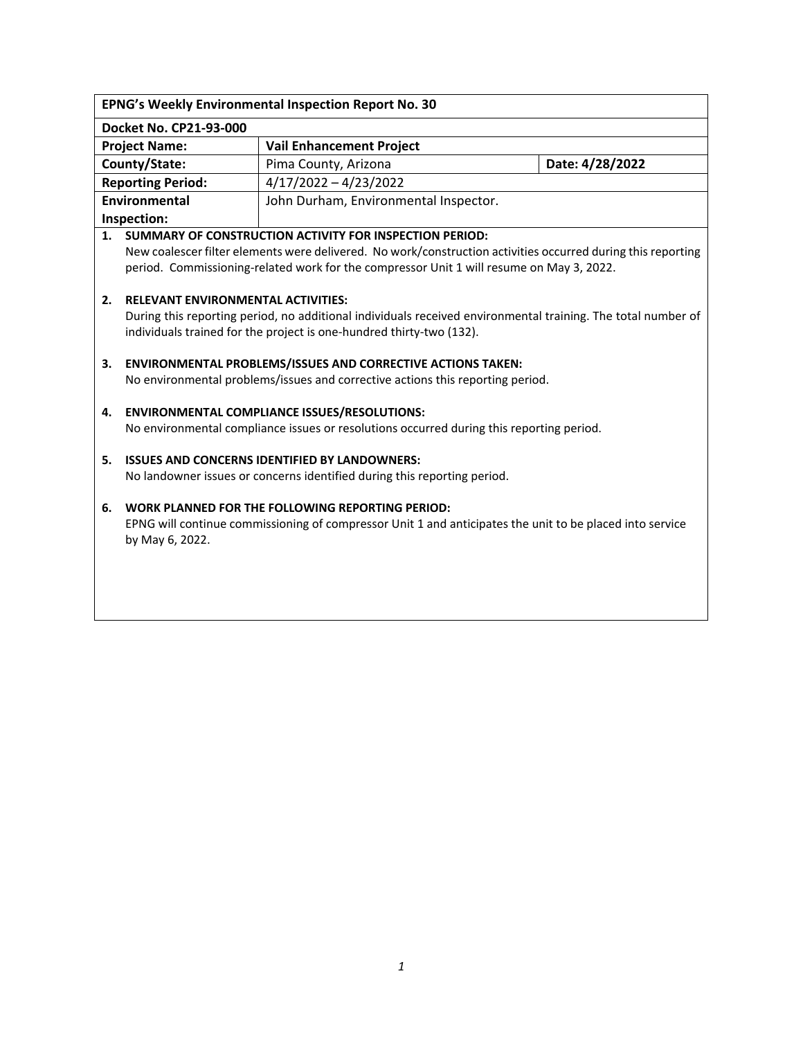| EPNG's Weekly Environmental Inspection Report No. 30 | | |
|---|---|---|
| **Docket No. CP21-93-000** | | |
| **Project Name:** | **Vail Enhancement Project** | |
| **County/State:** | Pima County, Arizona | **Date: 4/28/2022** |
| **Reporting Period:** | 4/17/2022 – 4/23/2022 | |
| **Environmental Inspection:** | John Durham, Environmental Inspector. | |

1. **SUMMARY OF CONSTRUCTION ACTIVITY FOR INSPECTION PERIOD:**
   New coalescer filter elements were delivered. No work/construction activities occurred during this reporting period. Commissioning-related work for the compressor Unit 1 will resume on May 3, 2022.

2. **RELEVANT ENVIRONMENTAL ACTIVITIES:**
   During this reporting period, no additional individuals received environmental training. The total number of individuals trained for the project is one-hundred thirty-two (132).

3. **ENVIRONMENTAL PROBLEMS/ISSUES AND CORRECTIVE ACTIONS TAKEN:**
   No environmental problems/issues and corrective actions this reporting period.

4. **ENVIRONMENTAL COMPLIANCE ISSUES/RESOLUTIONS:**
   No environmental compliance issues or resolutions occurred during this reporting period.

5. **ISSUES AND CONCERNS IDENTIFIED BY LANDOWNERS:**
   No landowner issues or concerns identified during this reporting period.

6. **WORK PLANNED FOR THE FOLLOWING REPORTING PERIOD:**
   EPNG will continue commissioning of compressor Unit 1 and anticipates the unit to be placed into service by May 6, 2022.